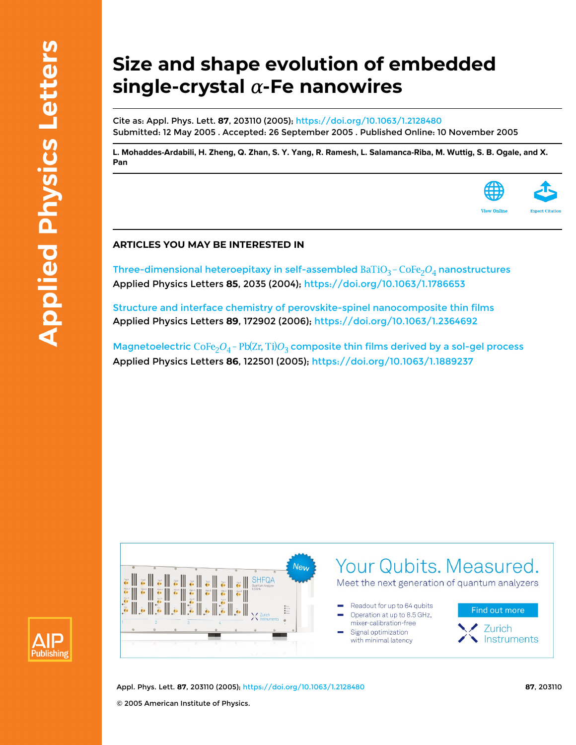# Size and shape evolution of embedded single-crystal α-Fe nanowires

Cite as: Appl. Phys. Lett. **87**, 203110 (2005); https://doi.org/10.1063/1.2128480
Submitted: 12 May 2005 . Accepted: 26 September 2005 . Published Online: 10 November 2005

**L. Mohaddes-Ardabili, H. Zheng, Q. Zhan, S. Y. Yang, R. Ramesh, L. Salamanca-Riba, M. Wuttig, S. B. Ogale, and X. Pan**

View Online    Export Citation

## ARTICLES YOU MAY BE INTERESTED IN

Three-dimensional heteroepitaxy in self-assembled $BaTiO_3 - CoFe_2O_4$ nanostructures
Applied Physics Letters **85**, 2035 (2004); https://doi.org/10.1063/1.1786653

Structure and interface chemistry of perovskite-spinel nanocomposite thin films
Applied Physics Letters **89**, 172902 (2006); https://doi.org/10.1063/1.2364692

Magnetoelectric $CoFe_2O_4 - Pb(Zr, Ti)O_3$ composite thin films derived by a sol-gel process
Applied Physics Letters **86**, 122501 (2005); https://doi.org/10.1063/1.1889237

© 2005 American Institute of Physics.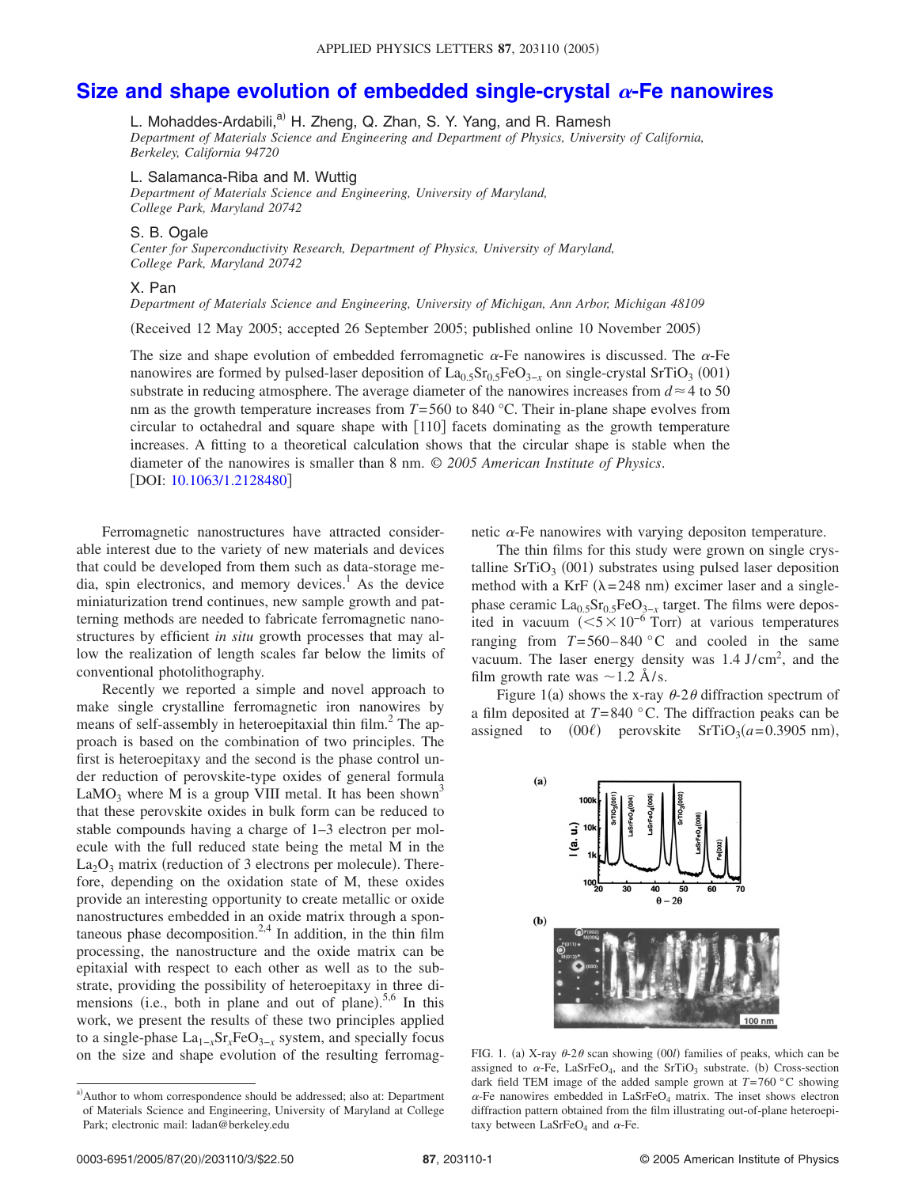# Size and shape evolution of embedded single-crystal $\alpha$-Fe nanowires

L. Mohaddes-Ardabili,[a] H. Zheng, Q. Zhan, S. Y. Yang, and R. Ramesh
*Department of Materials Science and Engineering and Department of Physics, University of California, Berkeley, California 94720*

L. Salamanca-Riba and M. Wuttig
*Department of Materials Science and Engineering, University of Maryland, College Park, Maryland 20742*

S. B. Ogale
*Center for Superconductivity Research, Department of Physics, University of Maryland, College Park, Maryland 20742*

X. Pan
*Department of Materials Science and Engineering, University of Michigan, Ann Arbor, Michigan 48109*

(Received 12 May 2005; accepted 26 September 2005; published online 10 November 2005)

The size and shape evolution of embedded ferromagnetic $\alpha$-Fe nanowires is discussed. The $\alpha$-Fe nanowires are formed by pulsed-laser deposition of $La_{0.5}Sr_{0.5}FeO_{3-x}$ on single-crystal $SrTiO_3$ (001) substrate in reducing atmosphere. The average diameter of the nanowires increases from $d \approx 4$ to 50 nm as the growth temperature increases from $T=560$ to 840 °C. Their in-plane shape evolves from circular to octahedral and square shape with [110] facets dominating as the growth temperature increases. A fitting to a theoretical calculation shows that the circular shape is stable when the diameter of the nanowires is smaller than 8 nm. © *2005 American Institute of Physics*. [DOI: 10.1063/1.2128480]

Ferromagnetic nanostructures have attracted considerable interest due to the variety of new materials and devices that could be developed from them such as data-storage media, spin electronics, and memory devices.[1] As the device miniaturization trend continues, new sample growth and patterning methods are needed to fabricate ferromagnetic nanostructures by efficient *in situ* growth processes that may allow the realization of length scales far below the limits of conventional photolithography.

Recently we reported a simple and novel approach to make single crystalline ferromagnetic iron nanowires by means of self-assembly in heteroepitaxial thin film.[2] The approach is based on the combination of two principles. The first is heteroepitaxy and the second is the phase control under reduction of perovskite-type oxides of general formula $LaMO_3$ where M is a group VIII metal. It has been shown[3] that these perovskite oxides in bulk form can be reduced to stable compounds having a charge of 1–3 electron per molecule with the full reduced state being the metal M in the $La_2O_3$ matrix (reduction of 3 electrons per molecule). Therefore, depending on the oxidation state of M, these oxides provide an interesting opportunity to create metallic or oxide nanostructures embedded in an oxide matrix through a spontaneous phase decomposition.[2,4] In addition, in the thin film processing, the nanostructure and the oxide matrix can be epitaxial with respect to each other as well as to the substrate, providing the possibility of heteroepitaxy in three dimensions (i.e., both in plane and out of plane).[5,6] In this work, we present the results of these two principles applied to a single-phase $La_{1-x}Sr_xFeO_{3-x}$ system, and specially focus on the size and shape evolution of the resulting ferromagnetic $\alpha$-Fe nanowires with varying depositon temperature.

The thin films for this study were grown on single crystalline $SrTiO_3$ (001) substrates using pulsed laser deposition method with a KrF ($\lambda=248$ nm) excimer laser and a single-phase ceramic $La_{0.5}Sr_{0.5}FeO_{3-x}$ target. The films were deposited in vacuum ($<5\times10^{-6}$ Torr) at various temperatures ranging from $T=560$–840 °C and cooled in the same vacuum. The laser energy density was 1.4 J/cm$^2$, and the film growth rate was ~1.2 Å/s.

Figure 1(a) shows the x-ray $\theta$-2$\theta$ diffraction spectrum of a film deposited at $T=840$ °C. The diffraction peaks can be assigned to $(00\ell)$ perovskite $SrTiO_3$($a=0.3905$ nm),

FIG. 1. (a) X-ray $\theta$-2$\theta$ scan showing (00$l$) families of peaks, which can be assigned to $\alpha$-Fe, $LaSrFeO_4$, and the $SrTiO_3$ substrate. (b) Cross-section dark field TEM image of the added sample grown at $T=760$ °C showing $\alpha$-Fe nanowires embedded in $LaSrFeO_4$ matrix. The inset shows electron diffraction pattern obtained from the film illustrating out-of-plane heteroepitaxy between $LaSrFeO_4$ and $\alpha$-Fe.

[a] Author to whom correspondence should be addressed; also at: Department of Materials Science and Engineering, University of Maryland at College Park; electronic mail: ladan@berkeley.edu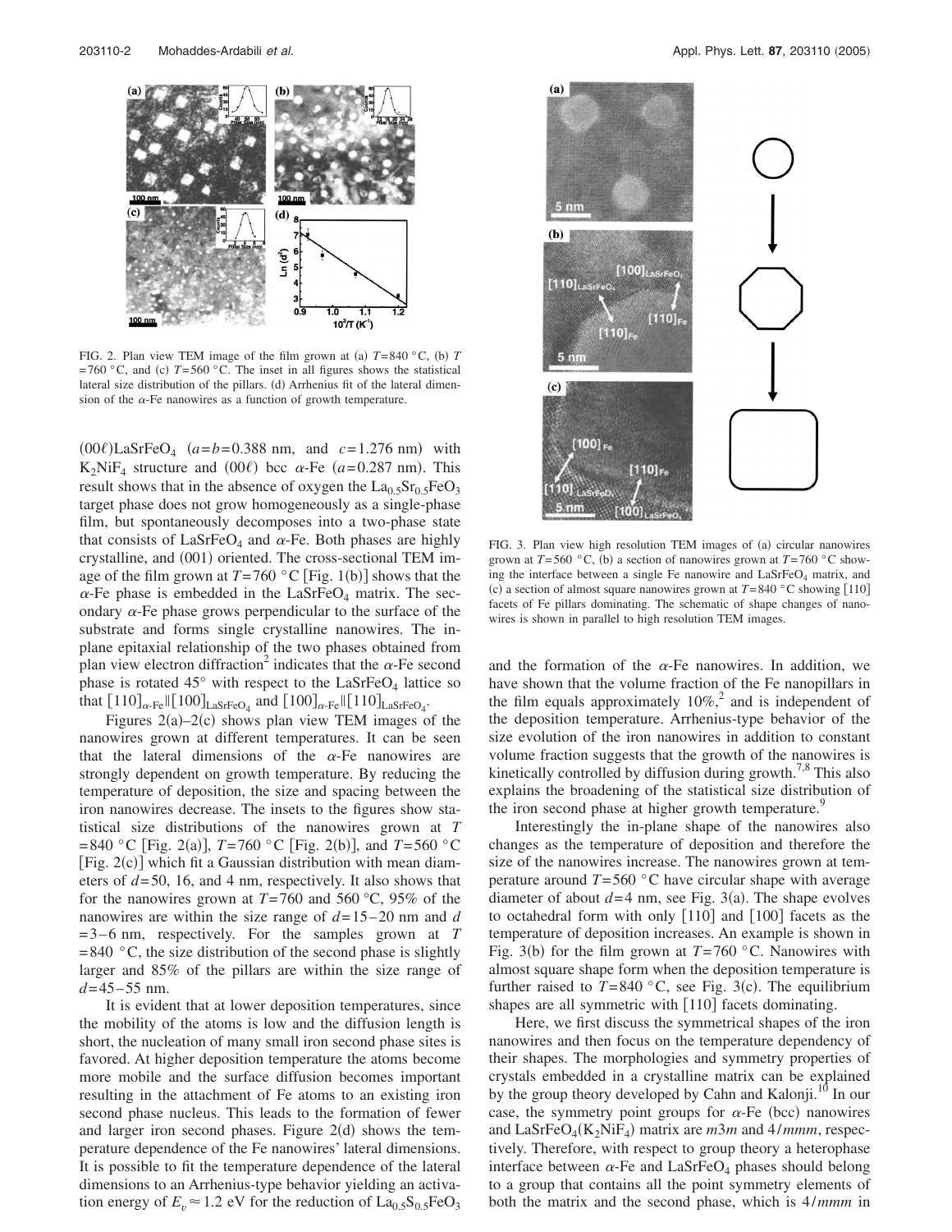FIG. 2. Plan view TEM image of the film grown at (a) $T=840$ °C, (b) $T=760$ °C, and (c) $T=560$ °C. The inset in all figures shows the statistical lateral size distribution of the pillars. (d) Arrhenius fit of the lateral dimension of the α-Fe nanowires as a function of growth temperature.

FIG. 3. Plan view high resolution TEM images of (a) circular nanowires grown at $T=560$ °C, (b) a section of nanowires grown at $T=760$ °C showing the interface between a single Fe nanowire and $LaSrFeO_4$ matrix, and (c) a section of almost square nanowires grown at $T=840$ °C showing [110] facets of Fe pillars dominating. The schematic of shape changes of nanowires is shown in parallel to high resolution TEM images.

(00ℓ)$LaSrFeO_4$ ($a=b=0.388$ nm, and $c=1.276$ nm) with $K_2NiF_4$ structure and (00ℓ) bcc α-Fe ($a=0.287$ nm). This result shows that in the absence of oxygen the $La_{0.5}Sr_{0.5}FeO_3$ target phase does not grow homogeneously as a single-phase film, but spontaneously decomposes into a two-phase state that consists of $LaSrFeO_4$ and α-Fe. Both phases are highly crystalline, and (001) oriented. The cross-sectional TEM image of the film grown at $T=760$ °C [Fig. 1(b)] shows that the α-Fe phase is embedded in the $LaSrFeO_4$ matrix. The secondary α-Fe phase grows perpendicular to the surface of the substrate and forms single crystalline nanowires. The in-plane epitaxial relationship of the two phases obtained from plan view electron diffraction[2] indicates that the α-Fe second phase is rotated 45° with respect to the $LaSrFeO_4$ lattice so that $[110]_{\alpha\text{-Fe}} \| [100]_{LaSrFeO_4}$ and $[100]_{\alpha\text{-Fe}} \| [110]_{LaSrFeO_4}$.

Figures 2(a)–2(c) shows plan view TEM images of the nanowires grown at different temperatures. It can be seen that the lateral dimensions of the α-Fe nanowires are strongly dependent on growth temperature. By reducing the temperature of deposition, the size and spacing between the iron nanowires decrease. The insets to the figures show statistical size distributions of the nanowires grown at $T=840$ °C [Fig. 2(a)], $T=760$ °C [Fig. 2(b)], and $T=560$ °C [Fig. 2(c)] which fit a Gaussian distribution with mean diameters of $d=50$, 16, and 4 nm, respectively. It also shows that for the nanowires grown at $T=760$ and 560 °C, 95% of the nanowires are within the size range of $d=15$–20 nm and $d=3$–6 nm, respectively. For the samples grown at $T=840$ °C, the size distribution of the second phase is slightly larger and 85% of the pillars are within the size range of $d=45$–55 nm.

It is evident that at lower deposition temperatures, since the mobility of the atoms is low and the diffusion length is short, the nucleation of many small iron second phase sites is favored. At higher deposition temperature the atoms become more mobile and the surface diffusion becomes important resulting in the attachment of Fe atoms to an existing iron second phase nucleus. This leads to the formation of fewer and larger iron second phases. Figure 2(d) shows the temperature dependence of the Fe nanowires' lateral dimensions. It is possible to fit the temperature dependence of the lateral dimensions to an Arrhenius-type behavior yielding an activation energy of $E_v \approx 1.2$ eV for the reduction of $La_{0.5}S_{0.5}FeO_3$ and the formation of the α-Fe nanowires. In addition, we have shown that the volume fraction of the Fe nanopillars in the film equals approximately 10%,[2] and is independent of the deposition temperature. Arrhenius-type behavior of the size evolution of the iron nanowires in addition to constant volume fraction suggests that the growth of the nanowires is kinetically controlled by diffusion during growth.[7,8] This also explains the broadening of the statistical size distribution of the iron second phase at higher growth temperature.[9]

Interestingly the in-plane shape of the nanowires also changes as the temperature of deposition and therefore the size of the nanowires increase. The nanowires grown at temperature around $T=560$ °C have circular shape with average diameter of about $d=4$ nm, see Fig. 3(a). The shape evolves to octahedral form with only [110] and [100] facets as the temperature of deposition increases. An example is shown in Fig. 3(b) for the film grown at $T=760$ °C. Nanowires with almost square shape form when the deposition temperature is further raised to $T=840$ °C, see Fig. 3(c). The equilibrium shapes are all symmetric with [110] facets dominating.

Here, we first discuss the symmetrical shapes of the iron nanowires and then focus on the temperature dependency of their shapes. The morphologies and symmetry properties of crystals embedded in a crystalline matrix can be explained by the group theory developed by Cahn and Kalonji.[10] In our case, the symmetry point groups for α-Fe (bcc) nanowires and $LaSrFeO_4$($K_2NiF_4$) matrix are $m3m$ and $4/mmm$, respectively. Therefore, with respect to group theory a heterophase interface between α-Fe and $LaSrFeO_4$ phases should belong to a group that contains all the point symmetry elements of both the matrix and the second phase, which is $4/mmm$ in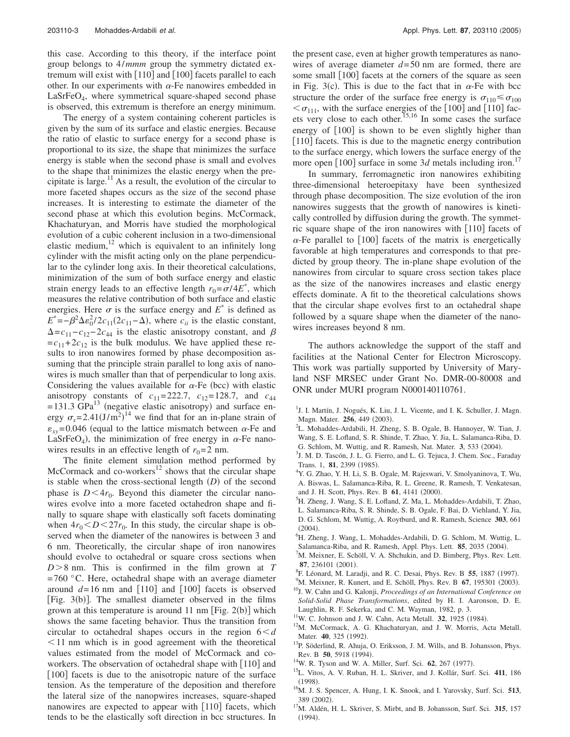this case. According to this theory, if the interface point group belongs to $4/mmm$ group the symmetry dictated extremum will exist with [110] and [100] facets parallel to each other. In our experiments with $\alpha$-Fe nanowires embedded in $LaSrFeO_4$, where symmetrical square-shaped second phase is observed, this extremum is therefore an energy minimum.

The energy of a system containing coherent particles is given by the sum of its surface and elastic energies. Because the ratio of elastic to surface energy for a second phase is proportional to its size, the shape that minimizes the surface energy is stable when the second phase is small and evolves to the shape that minimizes the elastic energy when the precipitate is large.[11] As a result, the evolution of the circular to more faceted shapes occurs as the size of the second phase increases. It is interesting to estimate the diameter of the second phase at which this evolution begins. McCormack, Khachaturyan, and Morris have studied the morphological evolution of a cubic coherent inclusion in a two-dimensional elastic medium,[12] which is equivalent to an infinitely long cylinder with the misfit acting only on the plane perpendicular to the cylinder long axis. In their theoretical calculations, minimization of the sum of both surface energy and elastic strain energy leads to an effective length $r_0=\sigma/4E^*$, which measures the relative contribution of both surface and elastic energies. Here $\sigma$ is the surface energy and $E^*$ is defined as $E^*=-\beta^2\Delta\varepsilon_0^2/2c_{11}(2c_{11}-\Delta)$, where $c_{ii}$ is the elastic constant, $\Delta=c_{11}-c_{12}-2c_{44}$ is the elastic anisotropy constant, and $\beta=c_{11}+2c_{12}$ is the bulk modulus. We have applied these results to iron nanowires formed by phase decomposition assuming that the principle strain parallel to long axis of nanowires is much smaller than that of perpendicular to long axis. Considering the values available for $\alpha$-Fe (bcc) with elastic anisotropy constants of $c_{11}=222.7$, $c_{12}=128.7$, and $c_{44}=131.3$ GPa[13] (negative elastic anisotropy) and surface energy $\sigma_s=2.41(\text{J/m}^2)$[14] we find that for an in-plane strain of $\varepsilon_{xy}=0.046$ (equal to the lattice mismatch between $\alpha$-Fe and $LaSrFeO_4$), the minimization of free energy in $\alpha$-Fe nanowires results in an effective length of $r_0=2$ nm.

The finite element simulation method performed by McCormack and co-workers[12] shows that the circular shape is stable when the cross-sectional length ($D$) of the second phase is $D<4r_0$. Beyond this diameter the circular nanowires evolve into a more faceted octahedron shape and finally to square shape with elastically soft facets dominating when $4r_0<D<27r_0$. In this study, the circular shape is observed when the diameter of the nanowires is between 3 and 6 nm. Theoretically, the circular shape of iron nanowires should evolve to octahedral or square cross sections when $D>8$ nm. This is confirmed in the film grown at $T=760$ °C. Here, octahedral shape with an average diameter around $d=16$ nm and [110] and [100] facets is observed [Fig. 3(b)]. The smallest diameter observed in the films grown at this temperature is around 11 nm [Fig. 2(b)] which shows the same faceting behavior. Thus the transition from circular to octahedral shapes occurs in the region $6<d<11$ nm which is in good agreement with the theoretical values estimated from the model of McCormack and co-workers. The observation of octahedral shape with [110] and [100] facets is due to the anisotropic nature of the surface tension. As the temperature of the deposition and therefore the lateral size of the nanopwires increases, square-shaped nanowires are expected to appear with [110] facets, which tends to be the elastically soft direction in bcc structures. In the present case, even at higher growth temperatures as nanowires of average diameter $d=50$ nm are formed, there are some small [100] facets at the corners of the square as seen in Fig. 3(c). This is due to the fact that in $\alpha$-Fe with bcc structure the order of the surface free energy is $\sigma_{110}\leqslant\sigma_{100}<\sigma_{111}$, with the surface energies of the [100] and [110] facets very close to each other.[15,16] In some cases the surface energy of [100] is shown to be even slightly higher than [110] facets. This is due to the magnetic energy contribution to the surface energy, which lowers the surface energy of the more open [100] surface in some $3d$ metals including iron.[17]

In summary, ferromagnetic iron nanowires exhibiting three-dimensional heteroepitaxy have been synthesized through phase decomposition. The size evolution of the iron nanowires suggests that the growth of nanowires is kinetically controlled by diffusion during the growth. The symmetric square shape of the iron nanowires with [110] facets of $\alpha$-Fe parallel to [100] facets of the matrix is energetically favorable at high temperatures and corresponds to that predicted by group theory. The in-plane shape evolution of the nanowires from circular to square cross section takes place as the size of the nanowires increases and elastic energy effects dominate. A fit to the theoretical calculations shows that the circular shape evolves first to an octahedral shape followed by a square shape when the diameter of the nanowires increases beyond 8 nm.

The authors acknowledge the support of the staff and facilities at the National Center for Electron Microscopy. This work was partially supported by University of Maryland NSF MRSEC under Grant No. DMR-00-80008 and ONR under MURI program N000140110761.

[1] J. I. Martín, J. Nogués, K. Liu, J. L. Vicente, and I. K. Schuller, J. Magn. Magn. Mater. **256**, 449 (2003).

[2] L. Mohaddes-Ardabili, H. Zheng, S. B. Ogale, B. Hannoyer, W. Tian, J. Wang, S. E. Lofland, S. R. Shinde, T. Zhao, Y. Jia, L. Salamanca-Riba, D. G. Schlom, M. Wuttig, and R. Ramesh, Nat. Mater. **3**, 533 (2004).

[3] J. M. D. Tascón, J. L. G. Fierro, and L. G. Tejuca, J. Chem. Soc., Faraday Trans. 1, **81**, 2399 (1985).

[4] Y. G. Zhao, Y. H. Li, S. B. Ogale, M. Rajeswari, V. Smolyaninova, T. Wu, A. Biswas, L. Salamanca-Riba, R. L. Greene, R. Ramesh, T. Venkatesan, and J. H. Scott, Phys. Rev. B **61**, 4141 (2000).

[5] H. Zheng, J. Wang, S. E. Lofland, Z. Ma, L. Mohaddes-Ardabili, T. Zhao, L. Salamanca-Riba, S. R. Shinde, S. B. Ogale, F. Bai, D. Viehland, Y. Jia, D. G. Schlom, M. Wuttig, A. Roytburd, and R. Ramesh, Science **303**, 661 (2004).

[6] H. Zheng, J. Wang, L. Mohaddes-Ardabili, D. G. Schlom, M. Wuttig, L. Salamanca-Riba, and R. Ramesh, Appl. Phys. Lett. **85**, 2035 (2004).

[7] M. Meixner, E. Schöll, V. A. Shchukin, and D. Bimberg, Phys. Rev. Lett. **87**, 236101 (2001).

[8] F. Léonard, M. Laradji, and R. C. Desai, Phys. Rev. B **55**, 1887 (1997).

[9] M. Meixner, R. Kunert, and E. Schöll, Phys. Rev. B **67**, 195301 (2003).

[10] J. W. Cahn and G. Kalonji, *Proceedings of an International Conference on Solid-Solid Phase Transformations*, edited by H. I. Aaronson, D. E. Laughlin, R. F. Sekerka, and C. M. Wayman, 1982, p. 3.

[11] W. C. Johnson and J. W. Cahn, Acta Metall. **32**, 1925 (1984).

[12] M. McCormack, A. G. Khachaturyan, and J. W. Morris, Acta Metall. Mater. **40**, 325 (1992).

[13] P. Söderlind, R. Ahuja, O. Eriksson, J. M. Wills, and B. Johansson, Phys. Rev. B **50**, 5918 (1994).

[14] W. R. Tyson and W. A. Miller, Surf. Sci. **62**, 267 (1977).

[15] L. Vitos, A. V. Ruban, H. L. Skriver, and J. Kollár, Surf. Sci. **411**, 186 (1998).

[16] M. J. S. Spencer, A. Hung, I. K. Snook, and I. Yarovsky, Surf. Sci. **513**, 389 (2002).

[17] M. Aldén, H. L. Skriver, S. Mirbt, and B. Johansson, Surf. Sci. **315**, 157 (1994).